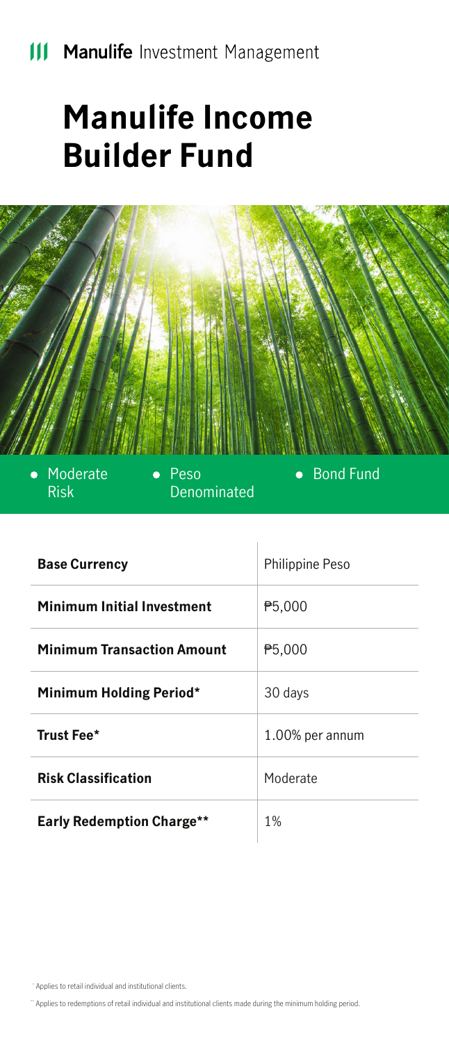Manulife Investment Management

# Manulife Income Builder Fund

- Moderate Risk
- Peso Denominated
- Bond Fund

| | |
|---|---|
| **Base Currency** | Philippine Peso |
| **Minimum Initial Investment** | ₱5,000 |
| **Minimum Transaction Amount** | ₱5,000 |
| **Minimum Holding Period*** | 30 days |
| **Trust Fee*** | 1.00% per annum |
| **Risk Classification** | Moderate |
| **Early Redemption Charge**** | 1% |

* Applies to retail individual and institutional clients.

** Applies to redemptions of retail individual and institutional clients made during the minimum holding period.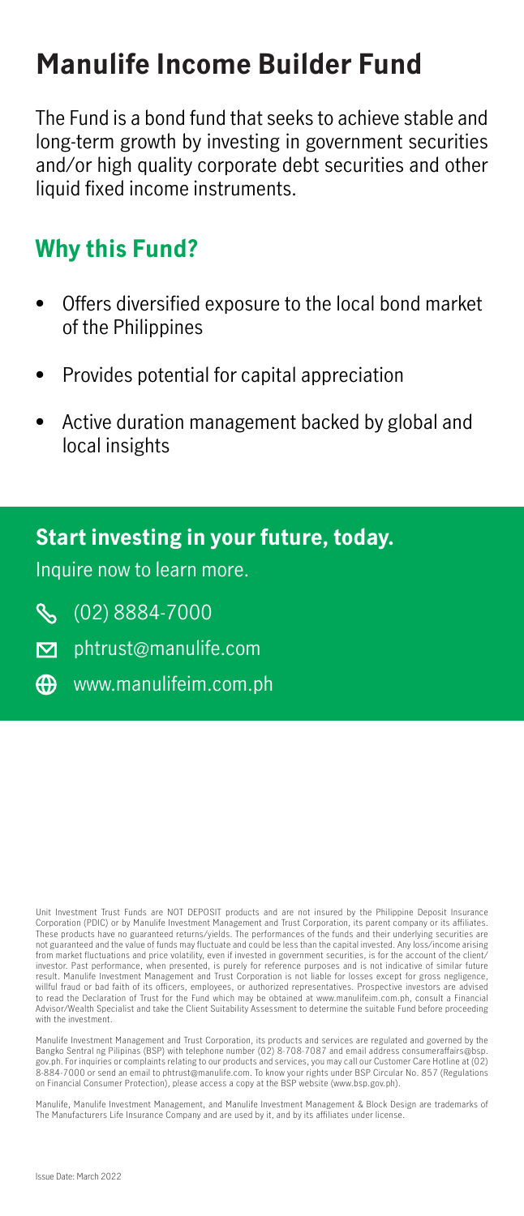# Manulife Income Builder Fund

The Fund is a bond fund that seeks to achieve stable and long-term growth by investing in government securities and/or high quality corporate debt securities and other liquid fixed income instruments.

## Why this Fund?

- Offers diversified exposure to the local bond market of the Philippines
- Provides potential for capital appreciation
- Active duration management backed by global and local insights

## Start investing in your future, today.

Inquire now to learn more.

(02) 8884-7000

phtrust@manulife.com

www.manulifeim.com.ph

Unit Investment Trust Funds are NOT DEPOSIT products and are not insured by the Philippine Deposit Insurance Corporation (PDIC) or by Manulife Investment Management and Trust Corporation, its parent company or its affiliates. These products have no guaranteed returns/yields. The performances of the funds and their underlying securities are not guaranteed and the value of funds may fluctuate and could be less than the capital invested. Any loss/income arising from market fluctuations and price volatility, even if invested in government securities, is for the account of the client/investor. Past performance, when presented, is purely for reference purposes and is not indicative of similar future result. Manulife Investment Management and Trust Corporation is not liable for losses except for gross negligence, willful fraud or bad faith of its officers, employees, or authorized representatives. Prospective investors are advised to read the Declaration of Trust for the Fund which may be obtained at www.manulifeim.com.ph, consult a Financial Advisor/Wealth Specialist and take the Client Suitability Assessment to determine the suitable Fund before proceeding with the investment.

Manulife Investment Management and Trust Corporation, its products and services are regulated and governed by the Bangko Sentral ng Pilipinas (BSP) with telephone number (02) 8-708-7087 and email address consumeraffairs@bsp.gov.ph. For inquiries or complaints relating to our products and services, you may call our Customer Care Hotline at (02) 8-884-7000 or send an email to phtrust@manulife.com. To know your rights under BSP Circular No. 857 (Regulations on Financial Consumer Protection), please access a copy at the BSP website (www.bsp.gov.ph).

Manulife, Manulife Investment Management, and Manulife Investment Management & Block Design are trademarks of The Manufacturers Life Insurance Company and are used by it, and by its affiliates under license.

Issue Date: March 2022